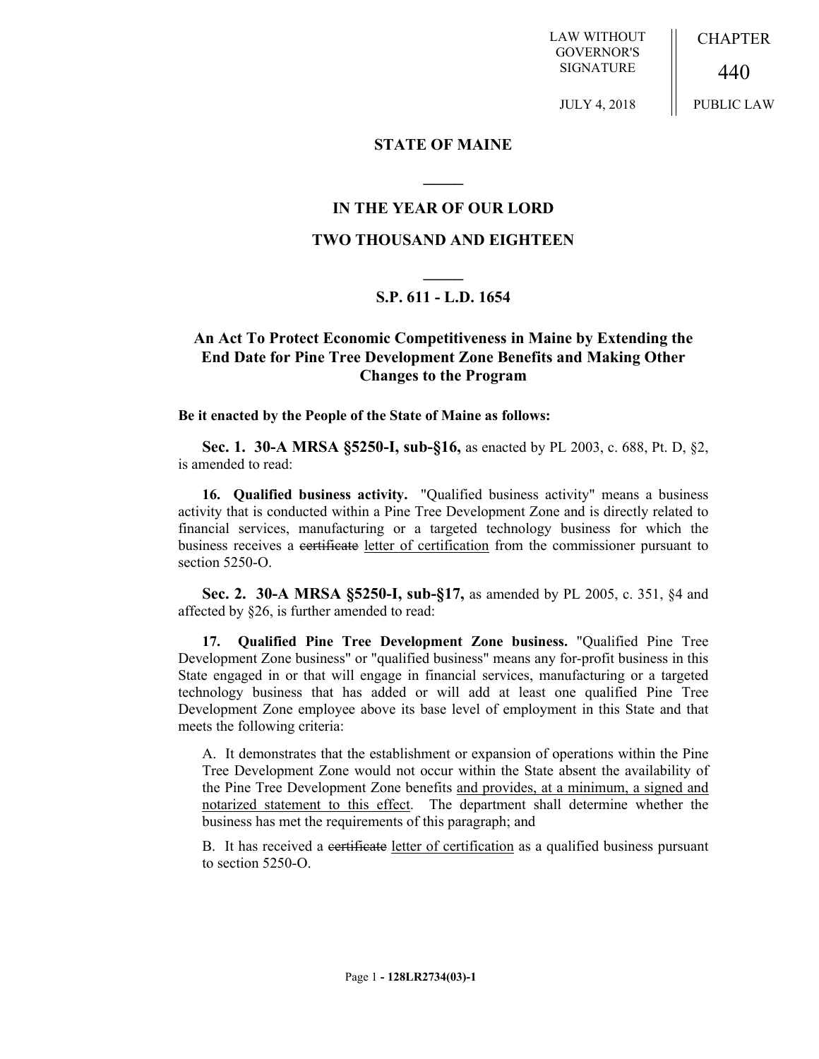LAW WITHOUT GOVERNOR'S SIGNATURE

JULY 4, 2018

CHAPTER 440

PUBLIC LAW

## STATE OF MAINE

## IN THE YEAR OF OUR LORD

## TWO THOUSAND AND EIGHTEEN

## S.P. 611 - L.D. 1654

## An Act To Protect Economic Competitiveness in Maine by Extending the End Date for Pine Tree Development Zone Benefits and Making Other Changes to the Program

**Be it enacted by the People of the State of Maine as follows:**

**Sec. 1. 30-A MRSA §5250-I, sub-§16,** as enacted by PL 2003, c. 688, Pt. D, §2, is amended to read:

**16. Qualified business activity.** "Qualified business activity" means a business activity that is conducted within a Pine Tree Development Zone and is directly related to financial services, manufacturing or a targeted technology business for which the business receives a ~~certificate~~ letter of certification from the commissioner pursuant to section 5250-O.

**Sec. 2. 30-A MRSA §5250-I, sub-§17,** as amended by PL 2005, c. 351, §4 and affected by §26, is further amended to read:

**17. Qualified Pine Tree Development Zone business.** "Qualified Pine Tree Development Zone business" or "qualified business" means any for-profit business in this State engaged in or that will engage in financial services, manufacturing or a targeted technology business that has added or will add at least one qualified Pine Tree Development Zone employee above its base level of employment in this State and that meets the following criteria:

A. It demonstrates that the establishment or expansion of operations within the Pine Tree Development Zone would not occur within the State absent the availability of the Pine Tree Development Zone benefits and provides, at a minimum, a signed and notarized statement to this effect. The department shall determine whether the business has met the requirements of this paragraph; and

B. It has received a ~~certificate~~ letter of certification as a qualified business pursuant to section 5250-O.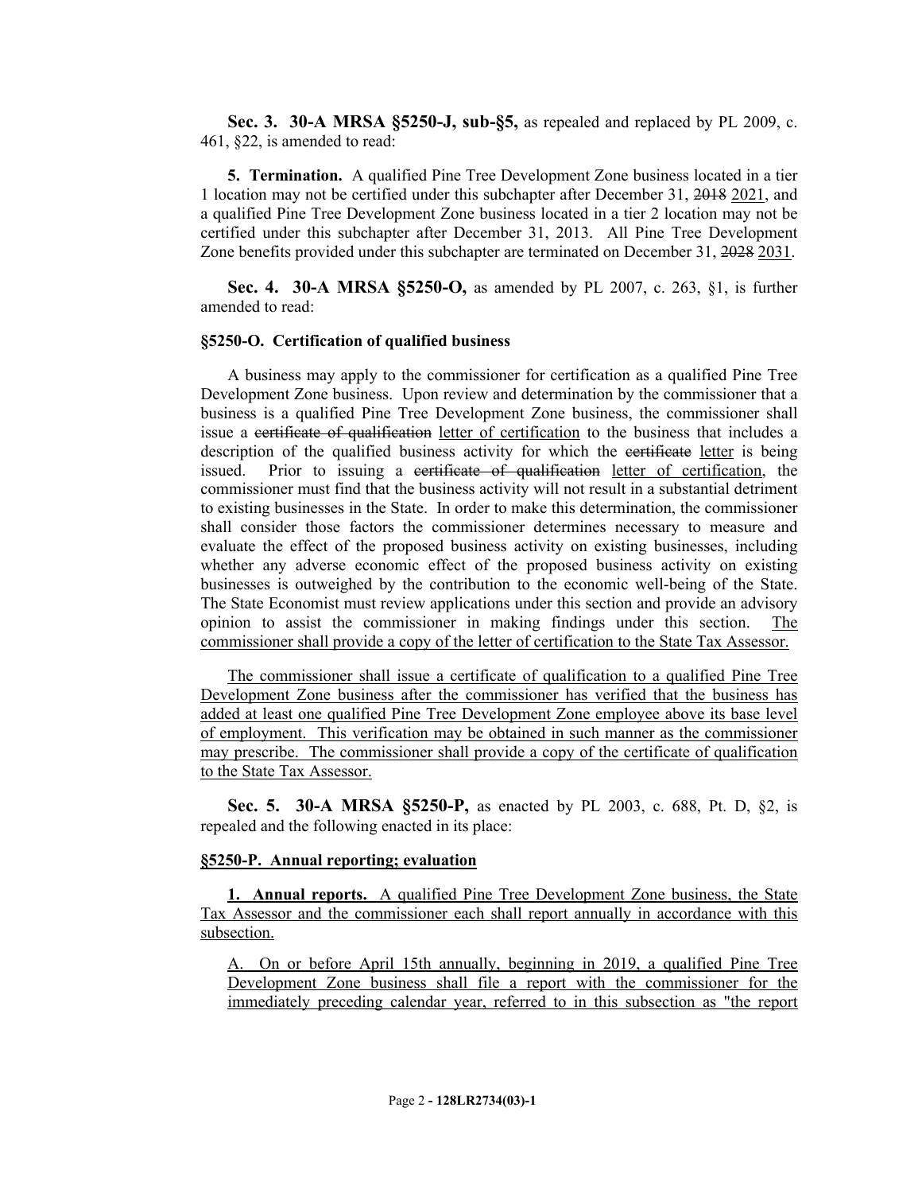**Sec. 3. 30-A MRSA §5250-J, sub-§5,** as repealed and replaced by PL 2009, c. 461, §22, is amended to read:

**5. Termination.** A qualified Pine Tree Development Zone business located in a tier 1 location may not be certified under this subchapter after December 31, ~~2018~~ 2021, and a qualified Pine Tree Development Zone business located in a tier 2 location may not be certified under this subchapter after December 31, 2013. All Pine Tree Development Zone benefits provided under this subchapter are terminated on December 31, ~~2028~~ 2031.

**Sec. 4. 30-A MRSA §5250-O,** as amended by PL 2007, c. 263, §1, is further amended to read:

**§5250-O. Certification of qualified business**

A business may apply to the commissioner for certification as a qualified Pine Tree Development Zone business. Upon review and determination by the commissioner that a business is a qualified Pine Tree Development Zone business, the commissioner shall issue a ~~certificate of qualification~~ letter of certification to the business that includes a description of the qualified business activity for which the ~~certificate~~ letter is being issued. Prior to issuing a ~~certificate of qualification~~ letter of certification, the commissioner must find that the business activity will not result in a substantial detriment to existing businesses in the State. In order to make this determination, the commissioner shall consider those factors the commissioner determines necessary to measure and evaluate the effect of the proposed business activity on existing businesses, including whether any adverse economic effect of the proposed business activity on existing businesses is outweighed by the contribution to the economic well-being of the State. The State Economist must review applications under this section and provide an advisory opinion to assist the commissioner in making findings under this section. The commissioner shall provide a copy of the letter of certification to the State Tax Assessor.

The commissioner shall issue a certificate of qualification to a qualified Pine Tree Development Zone business after the commissioner has verified that the business has added at least one qualified Pine Tree Development Zone employee above its base level of employment. This verification may be obtained in such manner as the commissioner may prescribe. The commissioner shall provide a copy of the certificate of qualification to the State Tax Assessor.

**Sec. 5. 30-A MRSA §5250-P,** as enacted by PL 2003, c. 688, Pt. D, §2, is repealed and the following enacted in its place:

**§5250-P. Annual reporting; evaluation**

**1. Annual reports.** A qualified Pine Tree Development Zone business, the State Tax Assessor and the commissioner each shall report annually in accordance with this subsection.

A. On or before April 15th annually, beginning in 2019, a qualified Pine Tree Development Zone business shall file a report with the commissioner for the immediately preceding calendar year, referred to in this subsection as "the report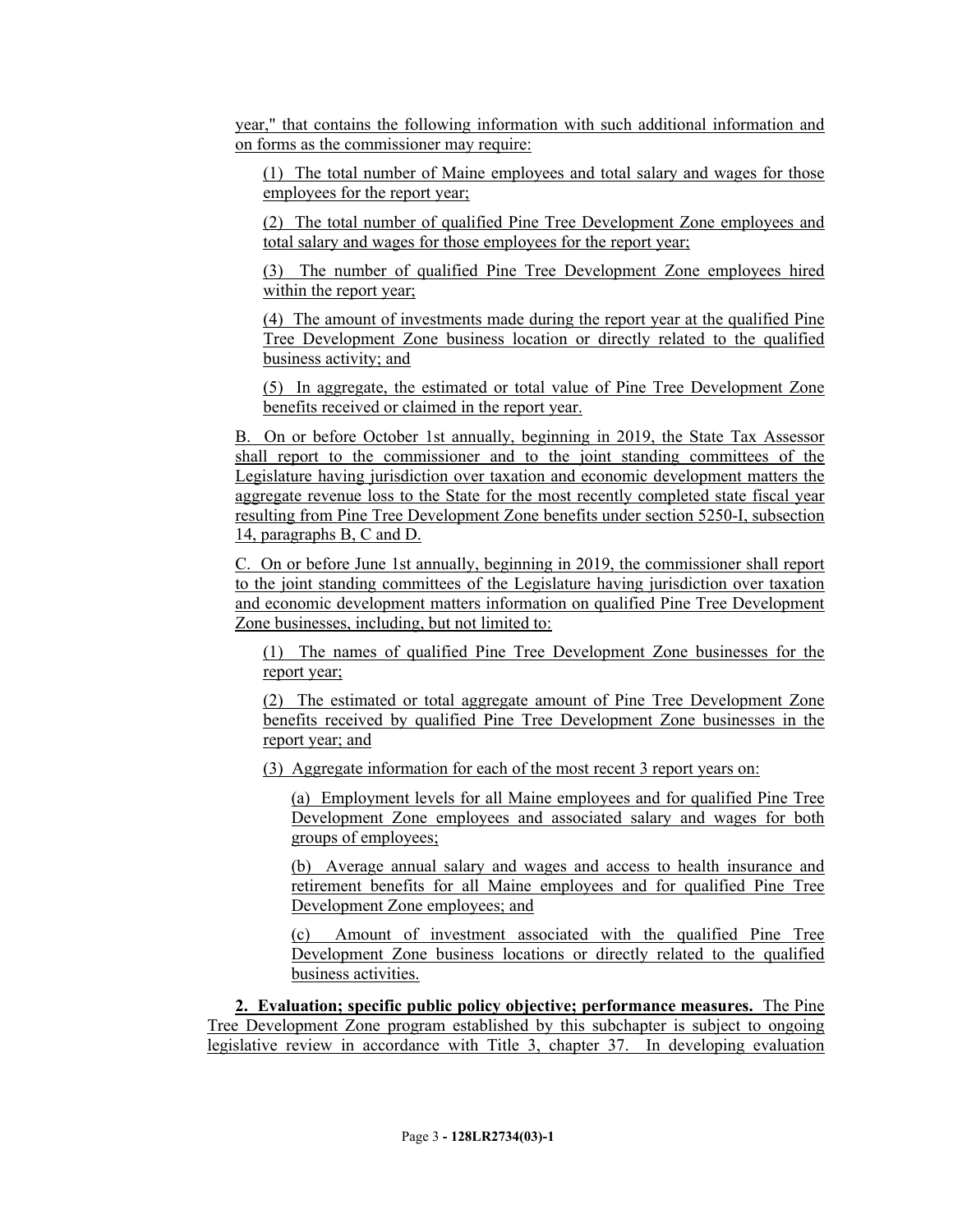year," that contains the following information with such additional information and on forms as the commissioner may require:

(1) The total number of Maine employees and total salary and wages for those employees for the report year;

(2) The total number of qualified Pine Tree Development Zone employees and total salary and wages for those employees for the report year;

(3) The number of qualified Pine Tree Development Zone employees hired within the report year;

(4) The amount of investments made during the report year at the qualified Pine Tree Development Zone business location or directly related to the qualified business activity; and

(5) In aggregate, the estimated or total value of Pine Tree Development Zone benefits received or claimed in the report year.

B. On or before October 1st annually, beginning in 2019, the State Tax Assessor shall report to the commissioner and to the joint standing committees of the Legislature having jurisdiction over taxation and economic development matters the aggregate revenue loss to the State for the most recently completed state fiscal year resulting from Pine Tree Development Zone benefits under section 5250-I, subsection 14, paragraphs B, C and D.

C. On or before June 1st annually, beginning in 2019, the commissioner shall report to the joint standing committees of the Legislature having jurisdiction over taxation and economic development matters information on qualified Pine Tree Development Zone businesses, including, but not limited to:

(1) The names of qualified Pine Tree Development Zone businesses for the report year;

(2) The estimated or total aggregate amount of Pine Tree Development Zone benefits received by qualified Pine Tree Development Zone businesses in the report year; and

(3) Aggregate information for each of the most recent 3 report years on:

(a) Employment levels for all Maine employees and for qualified Pine Tree Development Zone employees and associated salary and wages for both groups of employees;

(b) Average annual salary and wages and access to health insurance and retirement benefits for all Maine employees and for qualified Pine Tree Development Zone employees; and

(c) Amount of investment associated with the qualified Pine Tree Development Zone business locations or directly related to the qualified business activities.

**2. Evaluation; specific public policy objective; performance measures.** The Pine Tree Development Zone program established by this subchapter is subject to ongoing legislative review in accordance with Title 3, chapter 37. In developing evaluation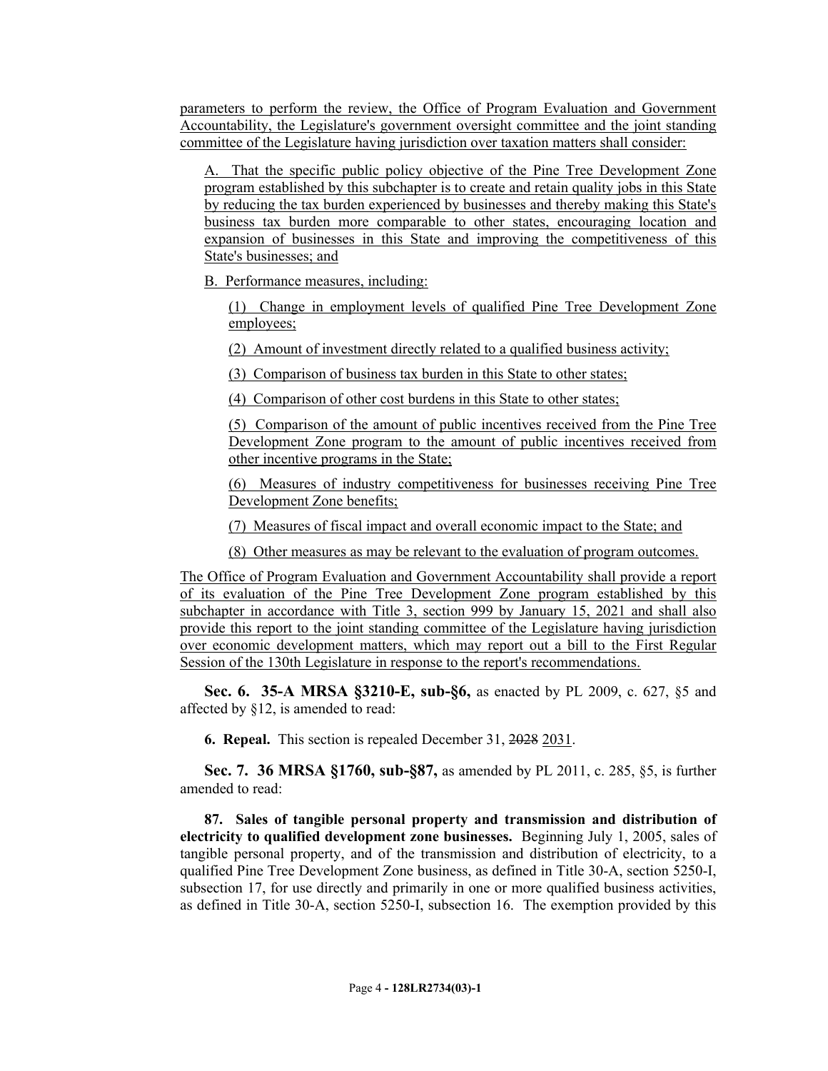parameters to perform the review, the Office of Program Evaluation and Government Accountability, the Legislature's government oversight committee and the joint standing committee of the Legislature having jurisdiction over taxation matters shall consider:

A. That the specific public policy objective of the Pine Tree Development Zone program established by this subchapter is to create and retain quality jobs in this State by reducing the tax burden experienced by businesses and thereby making this State's business tax burden more comparable to other states, encouraging location and expansion of businesses in this State and improving the competitiveness of this State's businesses; and

B. Performance measures, including:

(1) Change in employment levels of qualified Pine Tree Development Zone employees;

(2) Amount of investment directly related to a qualified business activity;

(3) Comparison of business tax burden in this State to other states;

(4) Comparison of other cost burdens in this State to other states;

(5) Comparison of the amount of public incentives received from the Pine Tree Development Zone program to the amount of public incentives received from other incentive programs in the State;

(6) Measures of industry competitiveness for businesses receiving Pine Tree Development Zone benefits;

(7) Measures of fiscal impact and overall economic impact to the State; and

(8) Other measures as may be relevant to the evaluation of program outcomes.

The Office of Program Evaluation and Government Accountability shall provide a report of its evaluation of the Pine Tree Development Zone program established by this subchapter in accordance with Title 3, section 999 by January 15, 2021 and shall also provide this report to the joint standing committee of the Legislature having jurisdiction over economic development matters, which may report out a bill to the First Regular Session of the 130th Legislature in response to the report's recommendations.

**Sec. 6. 35-A MRSA §3210-E, sub-§6,** as enacted by PL 2009, c. 627, §5 and affected by §12, is amended to read:

**6. Repeal.** This section is repealed December 31, ~~2028~~ 2031.

**Sec. 7. 36 MRSA §1760, sub-§87,** as amended by PL 2011, c. 285, §5, is further amended to read:

**87. Sales of tangible personal property and transmission and distribution of electricity to qualified development zone businesses.** Beginning July 1, 2005, sales of tangible personal property, and of the transmission and distribution of electricity, to a qualified Pine Tree Development Zone business, as defined in Title 30-A, section 5250-I, subsection 17, for use directly and primarily in one or more qualified business activities, as defined in Title 30-A, section 5250-I, subsection 16. The exemption provided by this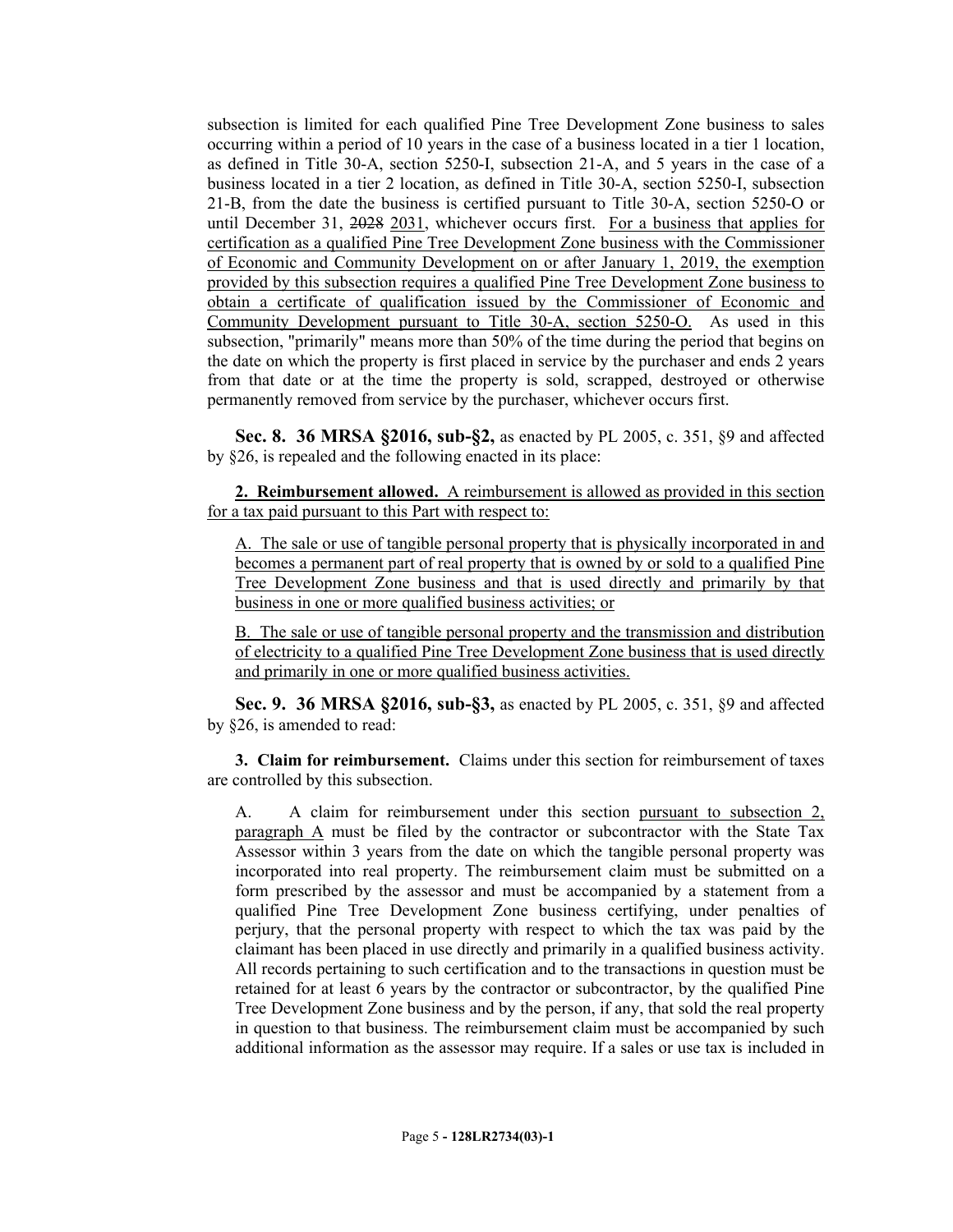subsection is limited for each qualified Pine Tree Development Zone business to sales occurring within a period of 10 years in the case of a business located in a tier 1 location, as defined in Title 30-A, section 5250-I, subsection 21-A, and 5 years in the case of a business located in a tier 2 location, as defined in Title 30-A, section 5250-I, subsection 21-B, from the date the business is certified pursuant to Title 30-A, section 5250-O or until December 31, ~~2028~~ 2031, whichever occurs first. For a business that applies for certification as a qualified Pine Tree Development Zone business with the Commissioner of Economic and Community Development on or after January 1, 2019, the exemption provided by this subsection requires a qualified Pine Tree Development Zone business to obtain a certificate of qualification issued by the Commissioner of Economic and Community Development pursuant to Title 30-A, section 5250-O. As used in this subsection, "primarily" means more than 50% of the time during the period that begins on the date on which the property is first placed in service by the purchaser and ends 2 years from that date or at the time the property is sold, scrapped, destroyed or otherwise permanently removed from service by the purchaser, whichever occurs first.

**Sec. 8. 36 MRSA §2016, sub-§2,** as enacted by PL 2005, c. 351, §9 and affected by §26, is repealed and the following enacted in its place:

**2. Reimbursement allowed.** A reimbursement is allowed as provided in this section for a tax paid pursuant to this Part with respect to:

A. The sale or use of tangible personal property that is physically incorporated in and becomes a permanent part of real property that is owned by or sold to a qualified Pine Tree Development Zone business and that is used directly and primarily by that business in one or more qualified business activities; or

B. The sale or use of tangible personal property and the transmission and distribution of electricity to a qualified Pine Tree Development Zone business that is used directly and primarily in one or more qualified business activities.

**Sec. 9. 36 MRSA §2016, sub-§3,** as enacted by PL 2005, c. 351, §9 and affected by §26, is amended to read:

**3. Claim for reimbursement.** Claims under this section for reimbursement of taxes are controlled by this subsection.

A. A claim for reimbursement under this section pursuant to subsection 2, paragraph A must be filed by the contractor or subcontractor with the State Tax Assessor within 3 years from the date on which the tangible personal property was incorporated into real property. The reimbursement claim must be submitted on a form prescribed by the assessor and must be accompanied by a statement from a qualified Pine Tree Development Zone business certifying, under penalties of perjury, that the personal property with respect to which the tax was paid by the claimant has been placed in use directly and primarily in a qualified business activity. All records pertaining to such certification and to the transactions in question must be retained for at least 6 years by the contractor or subcontractor, by the qualified Pine Tree Development Zone business and by the person, if any, that sold the real property in question to that business. The reimbursement claim must be accompanied by such additional information as the assessor may require. If a sales or use tax is included in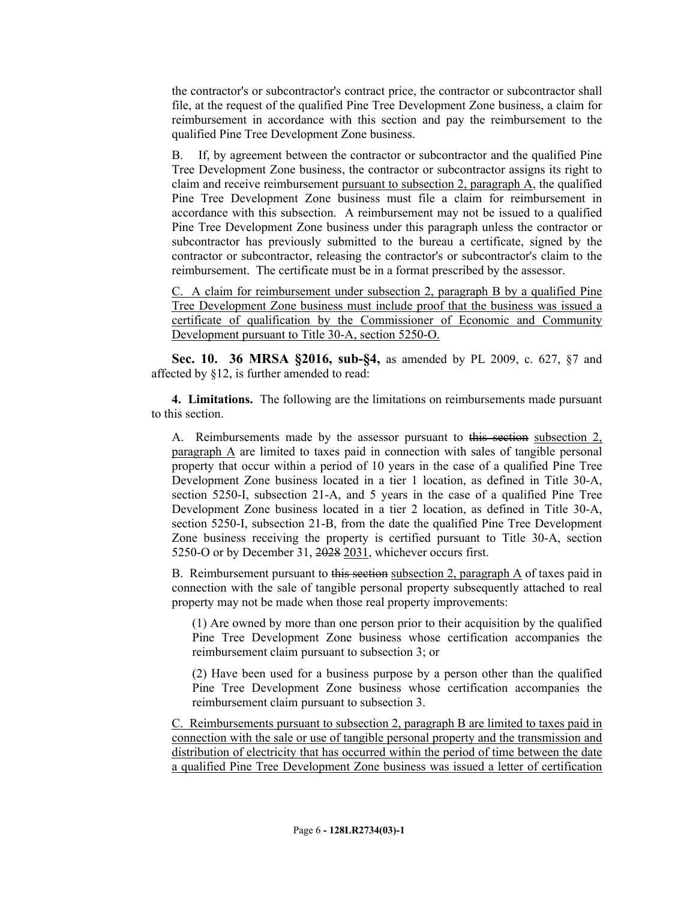the contractor's or subcontractor's contract price, the contractor or subcontractor shall file, at the request of the qualified Pine Tree Development Zone business, a claim for reimbursement in accordance with this section and pay the reimbursement to the qualified Pine Tree Development Zone business.

B. If, by agreement between the contractor or subcontractor and the qualified Pine Tree Development Zone business, the contractor or subcontractor assigns its right to claim and receive reimbursement pursuant to subsection 2, paragraph A, the qualified Pine Tree Development Zone business must file a claim for reimbursement in accordance with this subsection. A reimbursement may not be issued to a qualified Pine Tree Development Zone business under this paragraph unless the contractor or subcontractor has previously submitted to the bureau a certificate, signed by the contractor or subcontractor, releasing the contractor's or subcontractor's claim to the reimbursement. The certificate must be in a format prescribed by the assessor.

C. A claim for reimbursement under subsection 2, paragraph B by a qualified Pine Tree Development Zone business must include proof that the business was issued a certificate of qualification by the Commissioner of Economic and Community Development pursuant to Title 30-A, section 5250-O.

**Sec. 10. 36 MRSA §2016, sub-§4,** as amended by PL 2009, c. 627, §7 and affected by §12, is further amended to read:

**4. Limitations.** The following are the limitations on reimbursements made pursuant to this section.

A. Reimbursements made by the assessor pursuant to ~~this section~~ subsection 2, paragraph A are limited to taxes paid in connection with sales of tangible personal property that occur within a period of 10 years in the case of a qualified Pine Tree Development Zone business located in a tier 1 location, as defined in Title 30-A, section 5250-I, subsection 21-A, and 5 years in the case of a qualified Pine Tree Development Zone business located in a tier 2 location, as defined in Title 30-A, section 5250-I, subsection 21-B, from the date the qualified Pine Tree Development Zone business receiving the property is certified pursuant to Title 30-A, section 5250-O or by December 31, ~~2028~~ 2031, whichever occurs first.

B. Reimbursement pursuant to ~~this section~~ subsection 2, paragraph A of taxes paid in connection with the sale of tangible personal property subsequently attached to real property may not be made when those real property improvements:

(1) Are owned by more than one person prior to their acquisition by the qualified Pine Tree Development Zone business whose certification accompanies the reimbursement claim pursuant to subsection 3; or

(2) Have been used for a business purpose by a person other than the qualified Pine Tree Development Zone business whose certification accompanies the reimbursement claim pursuant to subsection 3.

C. Reimbursements pursuant to subsection 2, paragraph B are limited to taxes paid in connection with the sale or use of tangible personal property and the transmission and distribution of electricity that has occurred within the period of time between the date a qualified Pine Tree Development Zone business was issued a letter of certification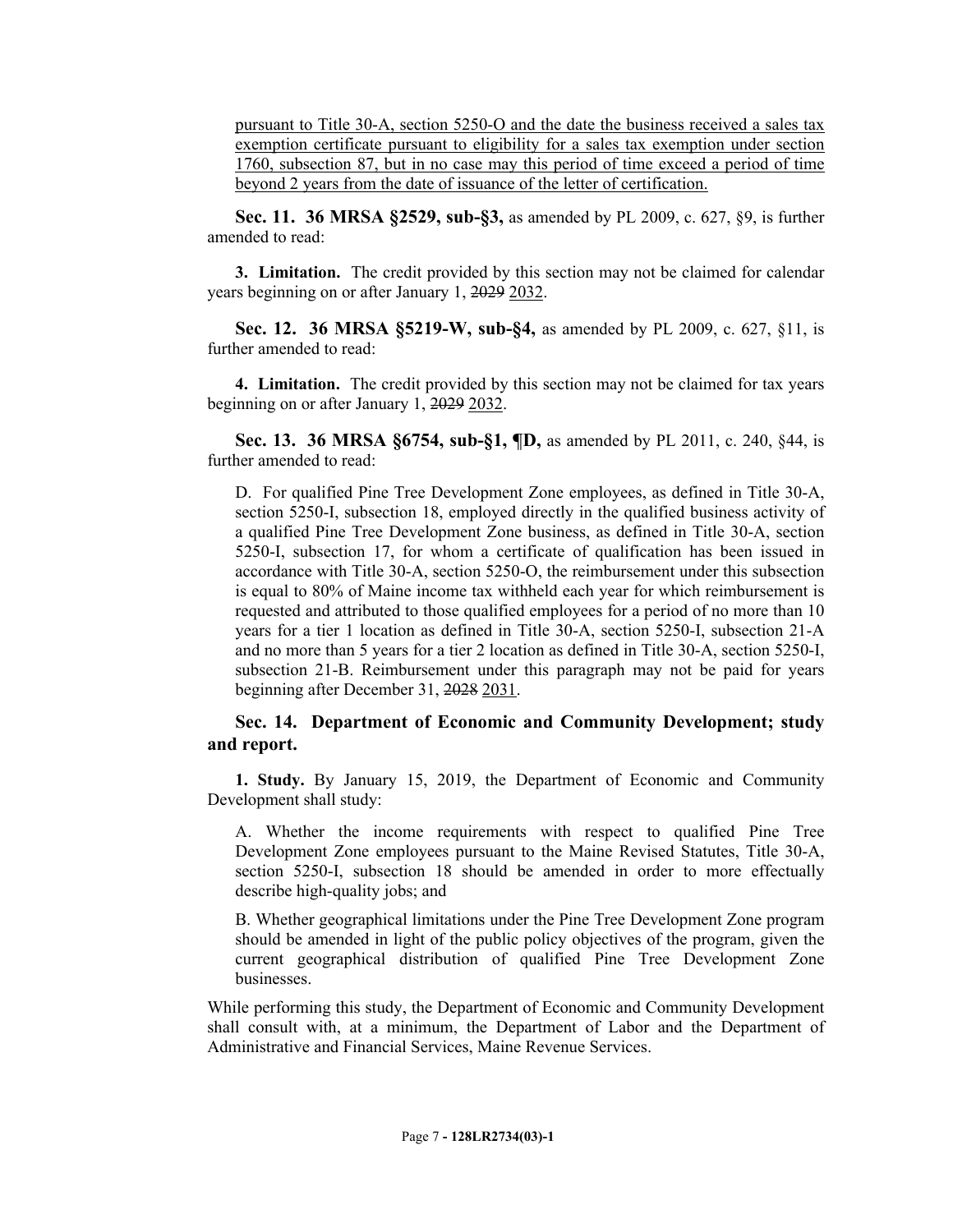pursuant to Title 30-A, section 5250-O and the date the business received a sales tax exemption certificate pursuant to eligibility for a sales tax exemption under section 1760, subsection 87, but in no case may this period of time exceed a period of time beyond 2 years from the date of issuance of the letter of certification.

**Sec. 11. 36 MRSA §2529, sub-§3,** as amended by PL 2009, c. 627, §9, is further amended to read:

**3. Limitation.** The credit provided by this section may not be claimed for calendar years beginning on or after January 1, ~~2029~~ 2032.

**Sec. 12. 36 MRSA §5219-W, sub-§4,** as amended by PL 2009, c. 627, §11, is further amended to read:

**4. Limitation.** The credit provided by this section may not be claimed for tax years beginning on or after January 1, ~~2029~~ 2032.

**Sec. 13. 36 MRSA §6754, sub-§1, ¶D,** as amended by PL 2011, c. 240, §44, is further amended to read:

D. For qualified Pine Tree Development Zone employees, as defined in Title 30-A, section 5250-I, subsection 18, employed directly in the qualified business activity of a qualified Pine Tree Development Zone business, as defined in Title 30-A, section 5250-I, subsection 17, for whom a certificate of qualification has been issued in accordance with Title 30-A, section 5250-O, the reimbursement under this subsection is equal to 80% of Maine income tax withheld each year for which reimbursement is requested and attributed to those qualified employees for a period of no more than 10 years for a tier 1 location as defined in Title 30-A, section 5250-I, subsection 21-A and no more than 5 years for a tier 2 location as defined in Title 30-A, section 5250-I, subsection 21-B. Reimbursement under this paragraph may not be paid for years beginning after December 31, ~~2028~~ 2031.

**Sec. 14. Department of Economic and Community Development; study and report.**

**1. Study.** By January 15, 2019, the Department of Economic and Community Development shall study:

A. Whether the income requirements with respect to qualified Pine Tree Development Zone employees pursuant to the Maine Revised Statutes, Title 30-A, section 5250-I, subsection 18 should be amended in order to more effectually describe high-quality jobs; and

B. Whether geographical limitations under the Pine Tree Development Zone program should be amended in light of the public policy objectives of the program, given the current geographical distribution of qualified Pine Tree Development Zone businesses.

While performing this study, the Department of Economic and Community Development shall consult with, at a minimum, the Department of Labor and the Department of Administrative and Financial Services, Maine Revenue Services.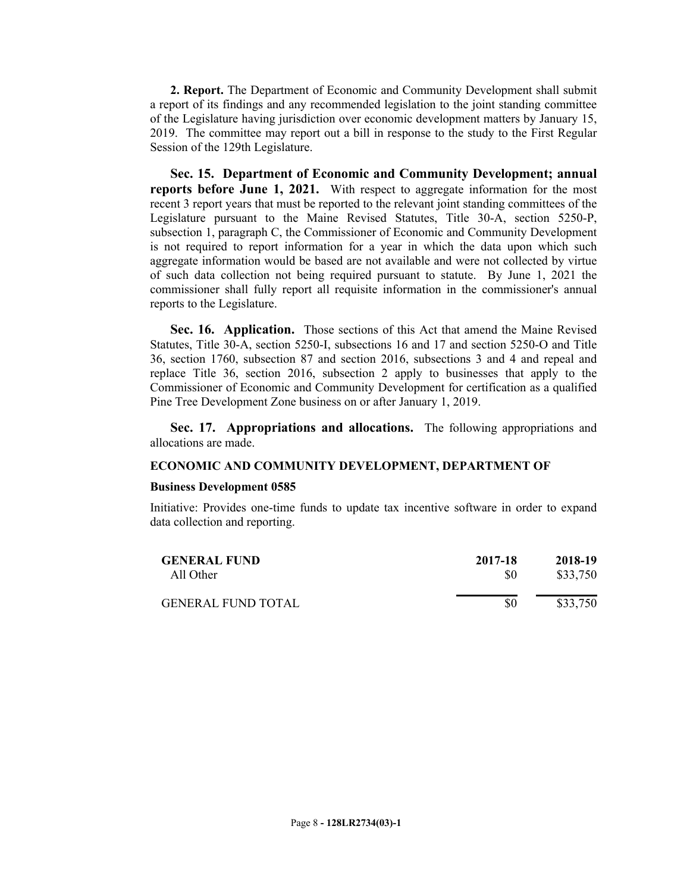**2. Report.** The Department of Economic and Community Development shall submit a report of its findings and any recommended legislation to the joint standing committee of the Legislature having jurisdiction over economic development matters by January 15, 2019. The committee may report out a bill in response to the study to the First Regular Session of the 129th Legislature.

**Sec. 15. Department of Economic and Community Development; annual reports before June 1, 2021.** With respect to aggregate information for the most recent 3 report years that must be reported to the relevant joint standing committees of the Legislature pursuant to the Maine Revised Statutes, Title 30-A, section 5250-P, subsection 1, paragraph C, the Commissioner of Economic and Community Development is not required to report information for a year in which the data upon which such aggregate information would be based are not available and were not collected by virtue of such data collection not being required pursuant to statute. By June 1, 2021 the commissioner shall fully report all requisite information in the commissioner's annual reports to the Legislature.

**Sec. 16. Application.** Those sections of this Act that amend the Maine Revised Statutes, Title 30-A, section 5250-I, subsections 16 and 17 and section 5250-O and Title 36, section 1760, subsection 87 and section 2016, subsections 3 and 4 and repeal and replace Title 36, section 2016, subsection 2 apply to businesses that apply to the Commissioner of Economic and Community Development for certification as a qualified Pine Tree Development Zone business on or after January 1, 2019.

**Sec. 17. Appropriations and allocations.** The following appropriations and allocations are made.

**ECONOMIC AND COMMUNITY DEVELOPMENT, DEPARTMENT OF**

**Business Development 0585**

Initiative: Provides one-time funds to update tax incentive software in order to expand data collection and reporting.

| **GENERAL FUND** | **2017-18** | **2018-19** |
|---|---|---|
| All Other | $0 | $33,750 |
| GENERAL FUND TOTAL | $0 | $33,750 |